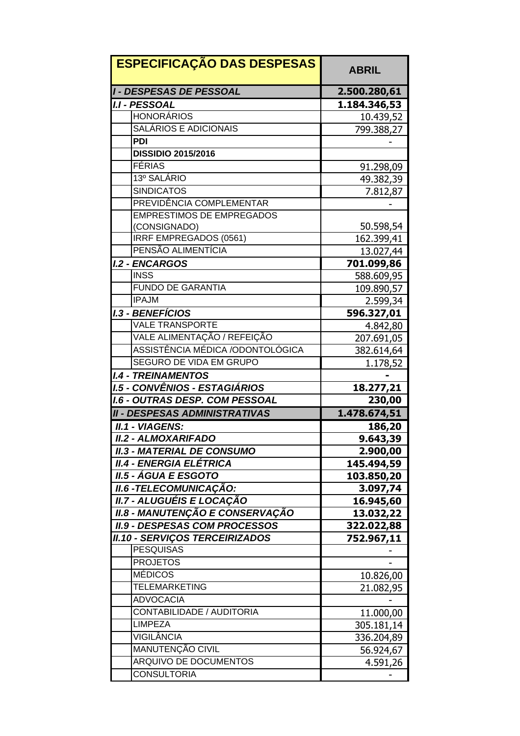| ESPECIFICAÇÃO DAS DESPESAS | | ABRIL |
|---|---|---|
| ***I - DESPESAS DE PESSOAL*** | | **2.500.280,61** |
| ***I.I - PESSOAL*** | | **1.184.346,53** |
| | HONORÁRIOS | 10.439,52 |
| | SALÁRIOS E ADICIONAIS | 799.388,27 |
| | **PDI** | - |
| | **DISSIDIO 2015/2016** | |
| | FÉRIAS | 91.298,09 |
| | 13º SALÁRIO | 49.382,39 |
| | SINDICATOS | 7.812,87 |
| | PREVIDÊNCIA COMPLEMENTAR | - |
| | EMPRESTIMOS DE EMPREGADOS (CONSIGNADO) | 50.598,54 |
| | IRRF EMPREGADOS (0561) | 162.399,41 |
| | PENSÃO ALIMENTÍCIA | 13.027,44 |
| ***I.2 - ENCARGOS*** | | **701.099,86** |
| | INSS | 588.609,95 |
| | FUNDO DE GARANTIA | 109.890,57 |
| | IPAJM | 2.599,34 |
| ***I.3 - BENEFÍCIOS*** | | **596.327,01** |
| | VALE TRANSPORTE | 4.842,80 |
| | VALE ALIMENTAÇÃO / REFEIÇÃO | 207.691,05 |
| | ASSISTÊNCIA MÉDICA /ODONTOLÓGICA | 382.614,64 |
| | SEGURO DE VIDA EM GRUPO | 1.178,52 |
| ***I.4 - TREINAMENTOS*** | | **-** |
| ***I.5 - CONVÊNIOS - ESTAGIÁRIOS*** | | **18.277,21** |
| ***I.6 - OUTRAS DESP. COM PESSOAL*** | | **230,00** |
| ***II - DESPESAS ADMINISTRATIVAS*** | | **1.478.674,51** |
| ***II.1 - VIAGENS:*** | | **186,20** |
| ***II.2 - ALMOXARIFADO*** | | **9.643,39** |
| ***II.3 - MATERIAL DE CONSUMO*** | | **2.900,00** |
| ***II.4 - ENERGIA ELÉTRICA*** | | **145.494,59** |
| ***II.5 - ÁGUA E ESGOTO*** | | **103.850,20** |
| ***II.6 -TELECOMUNICAÇÃO:*** | | **3.097,74** |
| ***II.7 - ALUGUÉIS E LOCAÇÃO*** | | **16.945,60** |
| ***II.8 - MANUTENÇÃO E CONSERVAÇÃO*** | | **13.032,22** |
| ***II.9 - DESPESAS COM PROCESSOS*** | | **322.022,88** |
| ***II.10 - SERVIÇOS TERCEIRIZADOS*** | | **752.967,11** |
| | PESQUISAS | - |
| | PROJETOS | - |
| | MÉDICOS | 10.826,00 |
| | TELEMARKETING | 21.082,95 |
| | ADVOCACIA | - |
| | CONTABILIDADE / AUDITORIA | 11.000,00 |
| | LIMPEZA | 305.181,14 |
| | VIGILÂNCIA | 336.204,89 |
| | MANUTENÇÃO CIVIL | 56.924,67 |
| | ARQUIVO DE DOCUMENTOS | 4.591,26 |
| | CONSULTORIA | - |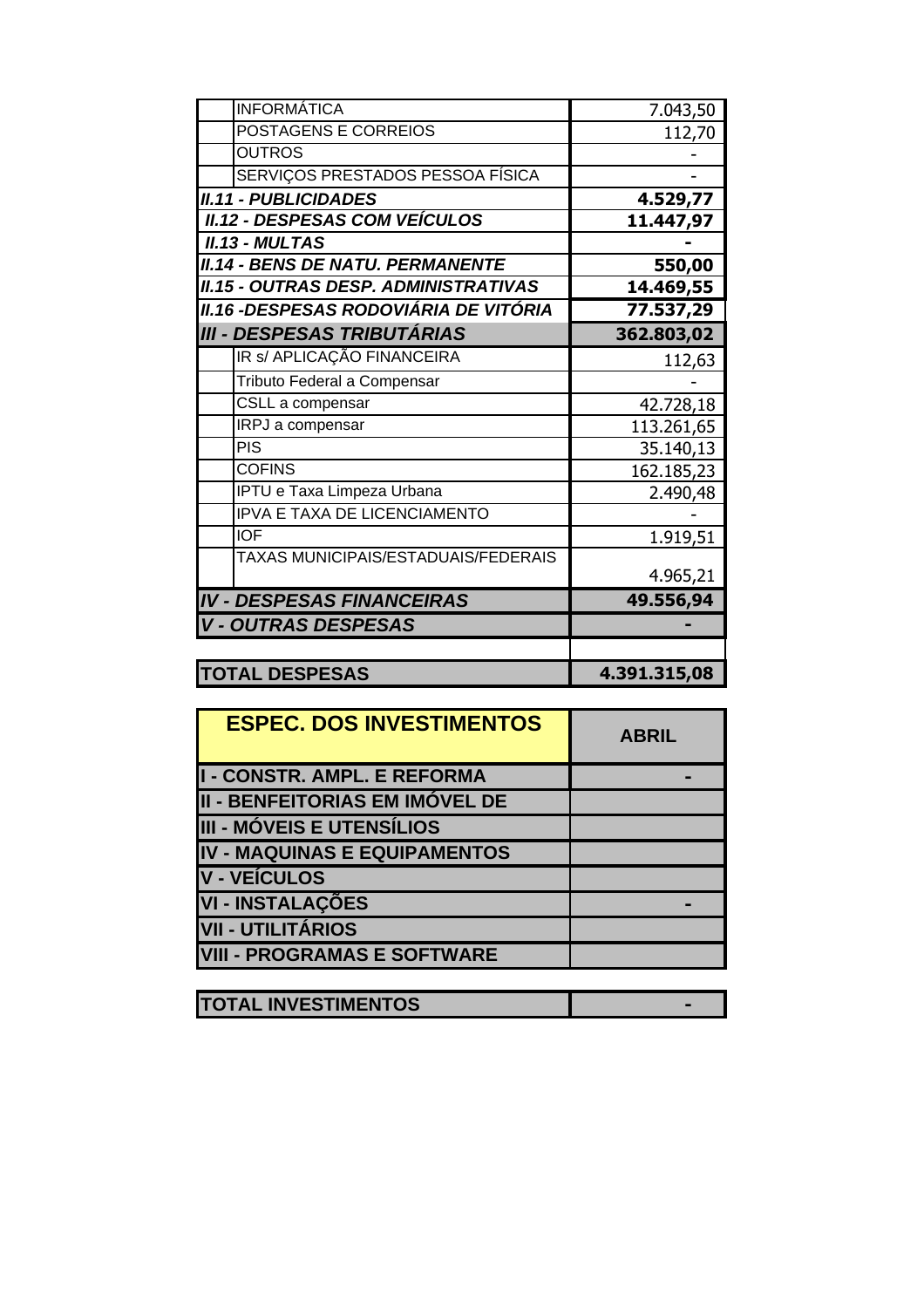| | | |
|---|---|---|
| | INFORMÁTICA | 7.043,50 |
| | POSTAGENS E CORREIOS | 112,70 |
| | OUTROS | - |
| | SERVIÇOS PRESTADOS PESSOA FÍSICA | - |
| ***II.11 - PUBLICIDADES*** | | **4.529,77** |
| ***II.12 - DESPESAS COM VEÍCULOS*** | | **11.447,97** |
| ***II.13 - MULTAS*** | | **-** |
| ***II.14 - BENS DE NATU. PERMANENTE*** | | **550,00** |
| ***II.15 - OUTRAS DESP. ADMINISTRATIVAS*** | | **14.469,55** |
| ***II.16 -DESPESAS RODOVIÁRIA DE VITÓRIA*** | | **77.537,29** |
| ***III - DESPESAS TRIBUTÁRIAS*** | | **362.803,02** |
| | IR s/ APLICAÇÃO FINANCEIRA | 112,63 |
| | Tributo Federal a Compensar | - |
| | CSLL a compensar | 42.728,18 |
| | IRPJ a compensar | 113.261,65 |
| | PIS | 35.140,13 |
| | COFINS | 162.185,23 |
| | IPTU e Taxa Limpeza Urbana | 2.490,48 |
| | IPVA E TAXA DE LICENCIAMENTO | - |
| | IOF | 1.919,51 |
| | TAXAS MUNICIPAIS/ESTADUAIS/FEDERAIS | 4.965,21 |
| ***IV - DESPESAS FINANCEIRAS*** | | **49.556,94** |
| ***V - OUTRAS DESPESAS*** | | **-** |
| | | |
| **TOTAL DESPESAS** | | **4.391.315,08** |

| ESPEC. DOS INVESTIMENTOS | ABRIL |
|---|---|
| **I - CONSTR. AMPL. E REFORMA** | **-** |
| **II - BENFEITORIAS EM IMÓVEL DE** | |
| **III - MÓVEIS E UTENSÍLIOS** | |
| **IV - MAQUINAS E EQUIPAMENTOS** | |
| **V - VEÍCULOS** | |
| **VI - INSTALAÇÕES** | **-** |
| **VII - UTILITÁRIOS** | |
| **VIII - PROGRAMAS E SOFTWARE** | |
| | |
| **TOTAL INVESTIMENTOS** | **-** |